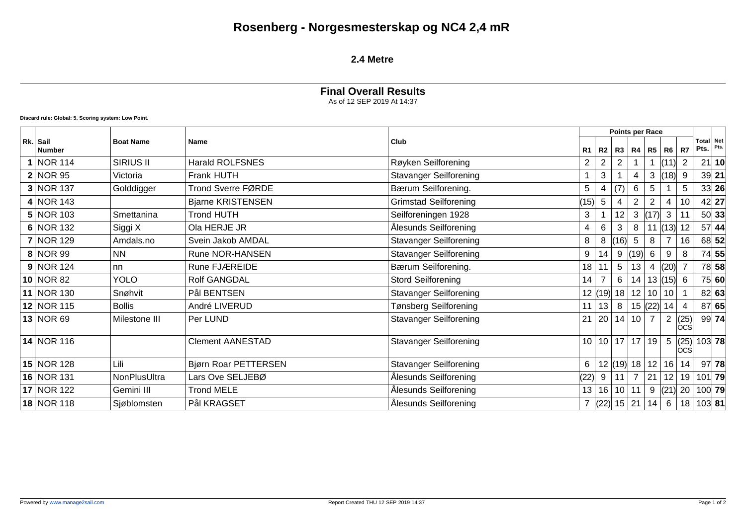# Rosenberg - Norgesmesterskap og NC4 2,4 mR

## 2.4 Metre

### Final Overall Results

As of 12 SEP 2019 At 14:37

**Discard rule: Global: 5. Scoring system: Low Point.**

| Rk. | Sail Number | Boat Name | Name | Club | Points per Race | | | | | | | Total Pts. | Net Pts. |
|---|---|---|---|---|---|---|---|---|---|---|---|---|---|
| | | | | | R1 | R2 | R3 | R4 | R5 | R6 | R7 | | |
| **1** | NOR 114 | SIRIUS II | Harald ROLFSNES | Røyken Seilforening | 2 | 2 | 2 | 1 | 1 | (11) | 2 | 21 | **10** |
| **2** | NOR 95 | Victoria | Frank HUTH | Stavanger Seilforening | 1 | 3 | 1 | 4 | 3 | (18) | 9 | 39 | **21** |
| **3** | NOR 137 | Golddigger | Trond Sverre FØRDE | Bærum Seilforening. | 5 | 4 | (7) | 6 | 5 | 1 | 5 | 33 | **26** |
| **4** | NOR 143 | | Bjarne KRISTENSEN | Grimstad Seilforening | (15) | 5 | 4 | 2 | 2 | 4 | 10 | 42 | **27** |
| **5** | NOR 103 | Smettanina | Trond HUTH | Seilforeningen 1928 | 3 | 1 | 12 | 3 | (17) | 3 | 11 | 50 | **33** |
| **6** | NOR 132 | Siggi X | Ola HERJE JR | Ålesunds Seilforening | 4 | 6 | 3 | 8 | 11 | (13) | 12 | 57 | **44** |
| **7** | NOR 129 | Amdals.no | Svein Jakob AMDAL | Stavanger Seilforening | 8 | 8 | (16) | 5 | 8 | 7 | 16 | 68 | **52** |
| **8** | NOR 99 | NN | Rune NOR-HANSEN | Stavanger Seilforening | 9 | 14 | 9 | (19) | 6 | 9 | 8 | 74 | **55** |
| **9** | NOR 124 | nn | Rune FJÆREIDE | Bærum Seilforening. | 18 | 11 | 5 | 13 | 4 | (20) | 7 | 78 | **58** |
| **10** | NOR 82 | YOLO | Rolf GANGDAL | Stord Seilforening | 14 | 7 | 6 | 14 | 13 | (15) | 6 | 75 | **60** |
| **11** | NOR 130 | Snøhvit | Pål BENTSEN | Stavanger Seilforening | 12 | (19) | 18 | 12 | 10 | 10 | 1 | 82 | **63** |
| **12** | NOR 115 | Bollis | André LIVERUD | Tønsberg Seilforening | 11 | 13 | 8 | 15 | (22) | 14 | 4 | 87 | **65** |
| **13** | NOR 69 | Milestone III | Per LUND | Stavanger Seilforening | 21 | 20 | 14 | 10 | 7 | 2 | (25) OCS | 99 | **74** |
| **14** | NOR 116 | | Clement AANESTAD | Stavanger Seilforening | 10 | 10 | 17 | 17 | 19 | 5 | (25) OCS | 103 | **78** |
| **15** | NOR 128 | Lili | Bjørn Roar PETTERSEN | Stavanger Seilforening | 6 | 12 | (19) | 18 | 12 | 16 | 14 | 97 | **78** |
| **16** | NOR 131 | NonPlusUltra | Lars Ove SELJEBØ | Ålesunds Seilforening | (22) | 9 | 11 | 7 | 21 | 12 | 19 | 101 | **79** |
| **17** | NOR 122 | Gemini III | Trond MELE | Ålesunds Seilforening | 13 | 16 | 10 | 11 | 9 | (21) | 20 | 100 | **79** |
| **18** | NOR 118 | Sjøblomsten | Pål KRAGSET | Ålesunds Seilforening | 7 | (22) | 15 | 21 | 14 | 6 | 18 | 103 | **81** |

Powered by www.manage2sail.com

Report Created THU 12 SEP 2019 14:37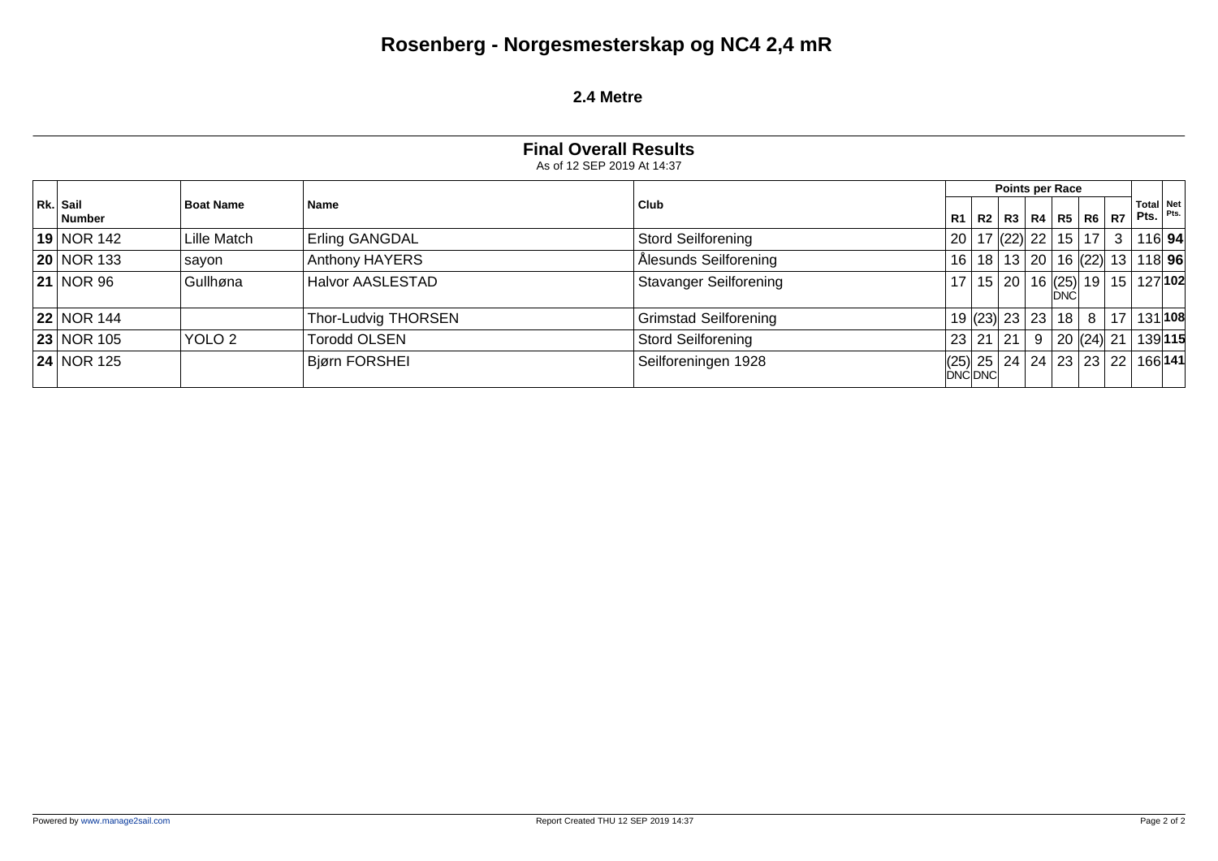# Rosenberg - Norgesmesterskap og NC4 2,4 mR

## 2.4 Metre

### Final Overall Results

As of 12 SEP 2019 At 14:37

| Rk. | Sail Number | Boat Name | Name | Club | Points per Race | | | | | | | Total Pts. | Net Pts. |
|---|---|---|---|---|---|---|---|---|---|---|---|---|---|
| | | | | | R1 | R2 | R3 | R4 | R5 | R6 | R7 | | |
| **19** | NOR 142 | Lille Match | Erling GANGDAL | Stord Seilforening | 20 | 17 | (22) | 22 | 15 | 17 | 3 | 116 | **94** |
| **20** | NOR 133 | sayon | Anthony HAYERS | Ålesunds Seilforening | 16 | 18 | 13 | 20 | 16 | (22) | 13 | 118 | **96** |
| **21** | NOR 96 | Gullhøna | Halvor AASLESTAD | Stavanger Seilforening | 17 | 15 | 20 | 16 | (25) DNC | 19 | 15 | 127 | **102** |
| **22** | NOR 144 | | Thor-Ludvig THORSEN | Grimstad Seilforening | 19 | (23) | 23 | 23 | 18 | 8 | 17 | 131 | **108** |
| **23** | NOR 105 | YOLO 2 | Torodd OLSEN | Stord Seilforening | 23 | 21 | 21 | 9 | 20 | (24) | 21 | 139 | **115** |
| **24** | NOR 125 | | Bjørn FORSHEI | Seilforeningen 1928 | (25) DNC | 25 DNC | 24 | 24 | 23 | 23 | 22 | 166 | **141** |

Powered by www.manage2sail.com

Report Created THU 12 SEP 2019 14:37